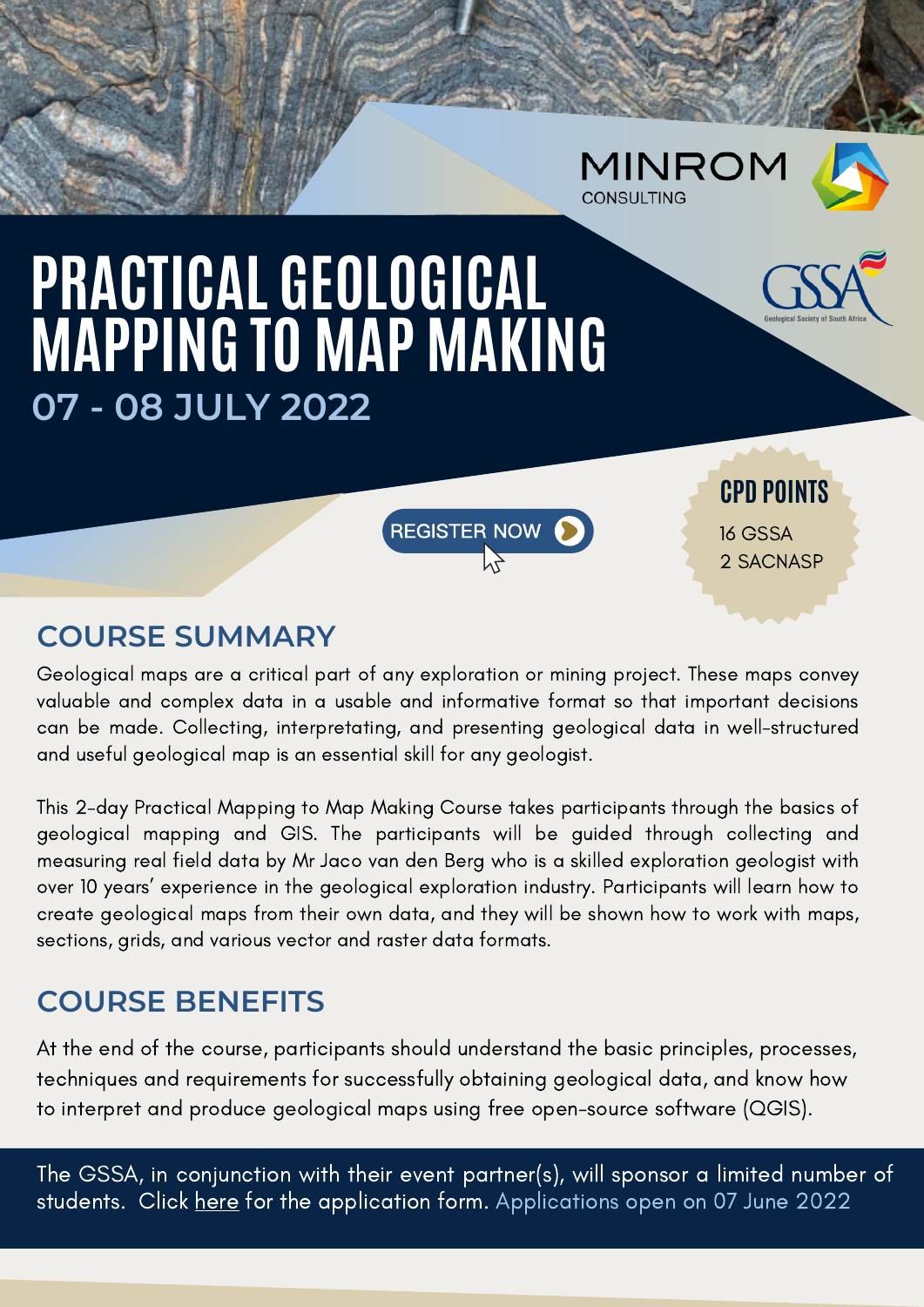MINROM CONSULTING

GSSA Geological Society of South Africa

# PRACTICAL GEOLOGICAL MAPPING TO MAP MAKING

**07 - 08 JULY 2022**

REGISTER NOW

**CPD POINTS**

16 GSSA
2 SACNASP

## COURSE SUMMARY

Geological maps are a critical part of any exploration or mining project. These maps convey valuable and complex data in a usable and informative format so that important decisions can be made. Collecting, interpretating, and presenting geological data in well-structured and useful geological map is an essential skill for any geologist.

This 2-day Practical Mapping to Map Making Course takes participants through the basics of geological mapping and GIS. The participants will be guided through collecting and measuring real field data by Mr Jaco van den Berg who is a skilled exploration geologist with over 10 years' experience in the geological exploration industry. Participants will learn how to create geological maps from their own data, and they will be shown how to work with maps, sections, grids, and various vector and raster data formats.

## COURSE BENEFITS

At the end of the course, participants should understand the basic principles, processes, techniques and requirements for successfully obtaining geological data, and know how to interpret and produce geological maps using free open-source software (QGIS).

The GSSA, in conjunction with their event partner(s), will sponsor a limited number of students. Click here for the application form. Applications open on 07 June 2022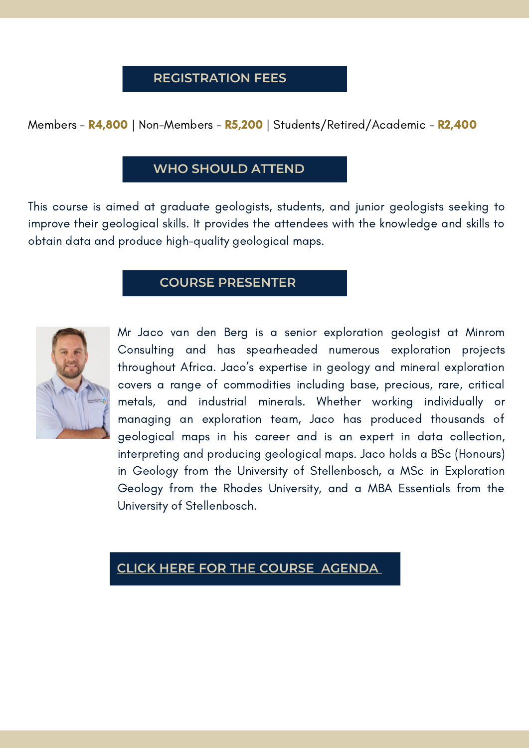## REGISTRATION FEES

Members - **R4,800** | Non-Members - **R5,200** | Students/Retired/Academic - **R2,400**

## WHO SHOULD ATTEND

This course is aimed at graduate geologists, students, and junior geologists seeking to improve their geological skills. It provides the attendees with the knowledge and skills to obtain data and produce high-quality geological maps.

## COURSE PRESENTER

Mr Jaco van den Berg is a senior exploration geologist at Minrom Consulting and has spearheaded numerous exploration projects throughout Africa. Jaco's expertise in geology and mineral exploration covers a range of commodities including base, precious, rare, critical metals, and industrial minerals. Whether working individually or managing an exploration team, Jaco has produced thousands of geological maps in his career and is an expert in data collection, interpreting and producing geological maps. Jaco holds a BSc (Honours) in Geology from the University of Stellenbosch, a MSc in Exploration Geology from the Rhodes University, and a MBA Essentials from the University of Stellenbosch.

**CLICK HERE FOR THE COURSE AGENDA**